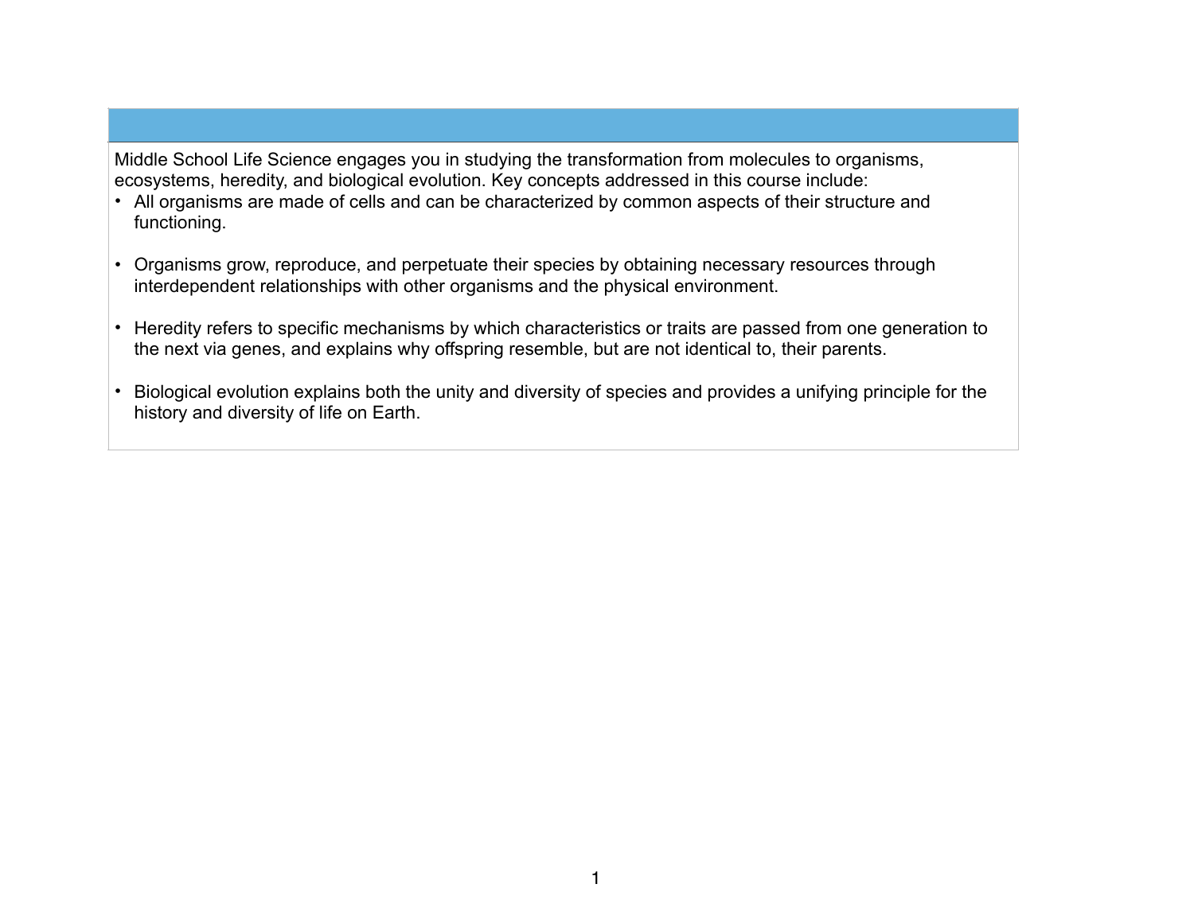Middle School Life Science engages you in studying the transformation from molecules to organisms, ecosystems, heredity, and biological evolution. Key concepts addressed in this course include:

- All organisms are made of cells and can be characterized by common aspects of their structure and functioning.
- Organisms grow, reproduce, and perpetuate their species by obtaining necessary resources through interdependent relationships with other organisms and the physical environment.
- Heredity refers to specific mechanisms by which characteristics or traits are passed from one generation to the next via genes, and explains why offspring resemble, but are not identical to, their parents.
- Biological evolution explains both the unity and diversity of species and provides a unifying principle for the history and diversity of life on Earth.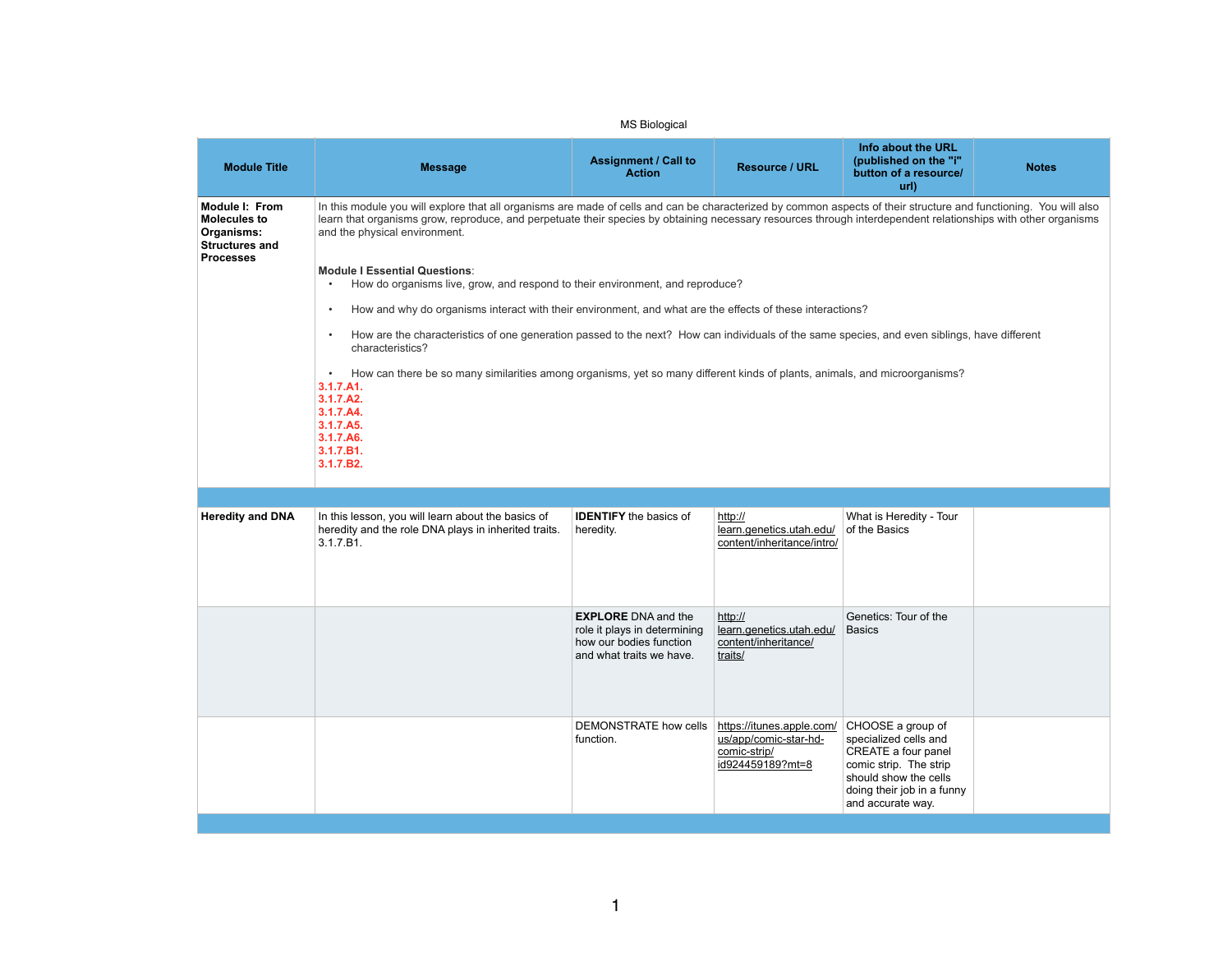MS Biological

| Module Title | Message | Assignment / Call to Action | Resource / URL | Info about the URL (published on the "i" button of a resource/ url) | Notes |
| --- | --- | --- | --- | --- | --- |
| **Module I: From Molecules to Organisms: Structures and Processes** | In this module you will explore that all organisms are made of cells and can be characterized by common aspects of their structure and functioning. You will also learn that organisms grow, reproduce, and perpetuate their species by obtaining necessary resources through interdependent relationships with other organisms and the physical environment.<br><br>**Module I Essential Questions**:<br>• How do organisms live, grow, and respond to their environment, and reproduce?<br>• How and why do organisms interact with their environment, and what are the effects of these interactions?<br>• How are the characteristics of one generation passed to the next? How can individuals of the same species, and even siblings, have different characteristics?<br>• How can there be so many similarities among organisms, yet so many different kinds of plants, animals, and microorganisms?<br>**3.1.7.A1.**<br>**3.1.7.A2.**<br>**3.1.7.A4.**<br>**3.1.7.A5.**<br>**3.1.7.A6.**<br>**3.1.7.B1.**<br>**3.1.7.B2.** | | | | |
| | | | | | |
| **Heredity and DNA** | In this lesson, you will learn about the basics of heredity and the role DNA plays in inherited traits. 3.1.7.B1. | **IDENTIFY** the basics of heredity. | http://learn.genetics.utah.edu/content/inheritance/intro/ | What is Heredity - Tour of the Basics | |
| | | **EXPLORE** DNA and the role it plays in determining how our bodies function and what traits we have. | http://learn.genetics.utah.edu/content/inheritance/traits/ | Genetics: Tour of the Basics | |
| | | DEMONSTRATE how cells function. | https://itunes.apple.com/us/app/comic-star-hd-comic-strip/id924459189?mt=8 | CHOOSE a group of specialized cells and CREATE a four panel comic strip. The strip should show the cells doing their job in a funny and accurate way. | |
| | | | | | |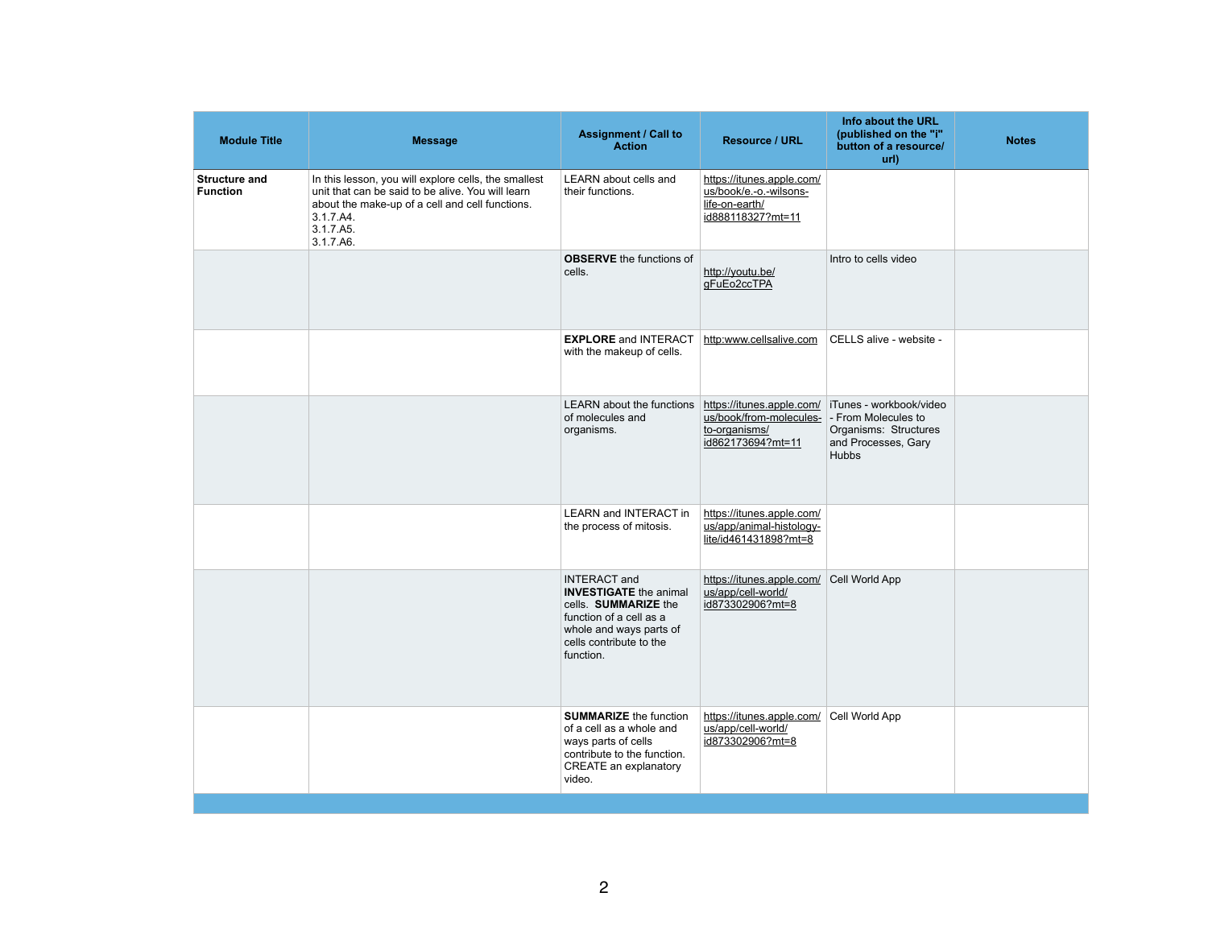| Module Title | Message | Assignment / Call to Action | Resource / URL | Info about the URL (published on the "i" button of a resource/ url) | Notes |
|---|---|---|---|---|---|
| **Structure and Function** | In this lesson, you will explore cells, the smallest unit that can be said to be alive. You will learn about the make-up of a cell and cell functions. 3.1.7.A4. 3.1.7.A5. 3.1.7.A6. | LEARN about cells and their functions. | https://itunes.apple.com/us/book/e.-o.-wilsons-life-on-earth/id888118327?mt=11 | | |
| | | **OBSERVE** the functions of cells. | http://youtu.be/gFuEo2ccTPA | Intro to cells video | |
| | | **EXPLORE** and INTERACT with the makeup of cells. | http:www.cellsalive.com | CELLS alive - website - | |
| | | LEARN about the functions of molecules and organisms. | https://itunes.apple.com/us/book/from-molecules-to-organisms/id862173694?mt=11 | iTunes - workbook/video - From Molecules to Organisms: Structures and Processes, Gary Hubbs | |
| | | LEARN and INTERACT in the process of mitosis. | https://itunes.apple.com/us/app/animal-histology-lite/id461431898?mt=8 | | |
| | | INTERACT and **INVESTIGATE** the animal cells. **SUMMARIZE** the function of a cell as a whole and ways parts of cells contribute to the function. | https://itunes.apple.com/us/app/cell-world/id873302906?mt=8 | Cell World App | |
| | | **SUMMARIZE** the function of a cell as a whole and ways parts of cells contribute to the function. CREATE an explanatory video. | https://itunes.apple.com/us/app/cell-world/id873302906?mt=8 | Cell World App | |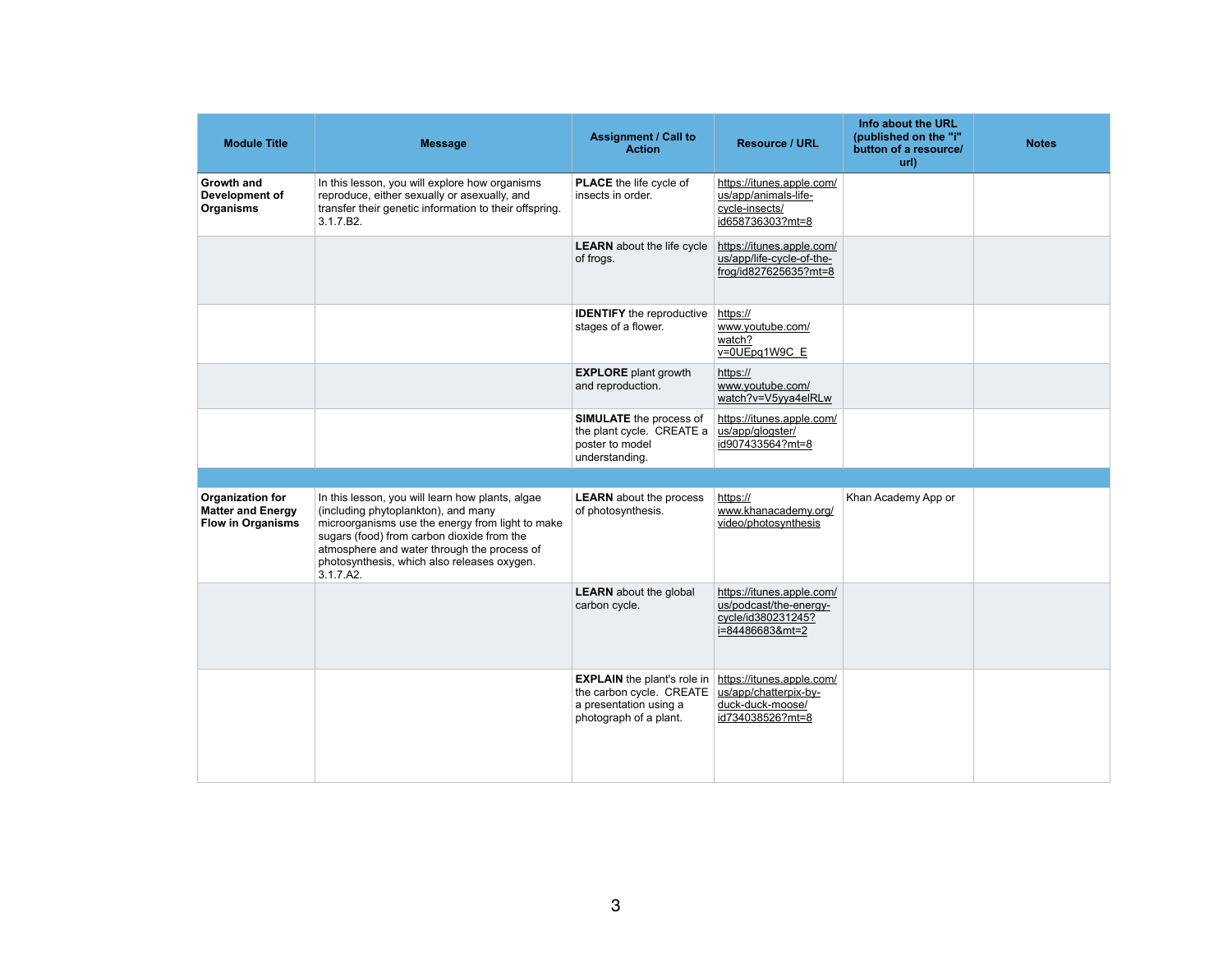| Module Title | Message | Assignment / Call to Action | Resource / URL | Info about the URL (published on the "i" button of a resource/ url) | Notes |
|---|---|---|---|---|---|
| **Growth and Development of Organisms** | In this lesson, you will explore how organisms reproduce, either sexually or asexually, and transfer their genetic information to their offspring. 3.1.7.B2. | **PLACE** the life cycle of insects in order. | https://itunes.apple.com/us/app/animals-life-cycle-insects/id658736303?mt=8 | | |
| | | **LEARN** about the life cycle of frogs. | https://itunes.apple.com/us/app/life-cycle-of-the-frog/id827625635?mt=8 | | |
| | | **IDENTIFY** the reproductive stages of a flower. | https://www.youtube.com/watch?v=0UEpq1W9C_E | | |
| | | **EXPLORE** plant growth and reproduction. | https://www.youtube.com/watch?v=V5yya4elRLw | | |
| | | **SIMULATE** the process of the plant cycle. CREATE a poster to model understanding. | https://itunes.apple.com/us/app/glogster/id907433564?mt=8 | | |
| | | | | | |
| **Organization for Matter and Energy Flow in Organisms** | In this lesson, you will learn how plants, algae (including phytoplankton), and many microorganisms use the energy from light to make sugars (food) from carbon dioxide from the atmosphere and water through the process of photosynthesis, which also releases oxygen. 3.1.7.A2. | **LEARN** about the process of photosynthesis. | https://www.khanacademy.org/video/photosynthesis | Khan Academy App or | |
| | | **LEARN** about the global carbon cycle. | https://itunes.apple.com/us/podcast/the-energy-cycle/id380231245?i=84486683&mt=2 | | |
| | | **EXPLAIN** the plant's role in the carbon cycle. CREATE a presentation using a photograph of a plant. | https://itunes.apple.com/us/app/chatterpix-by-duck-duck-moose/id734038526?mt=8 | | |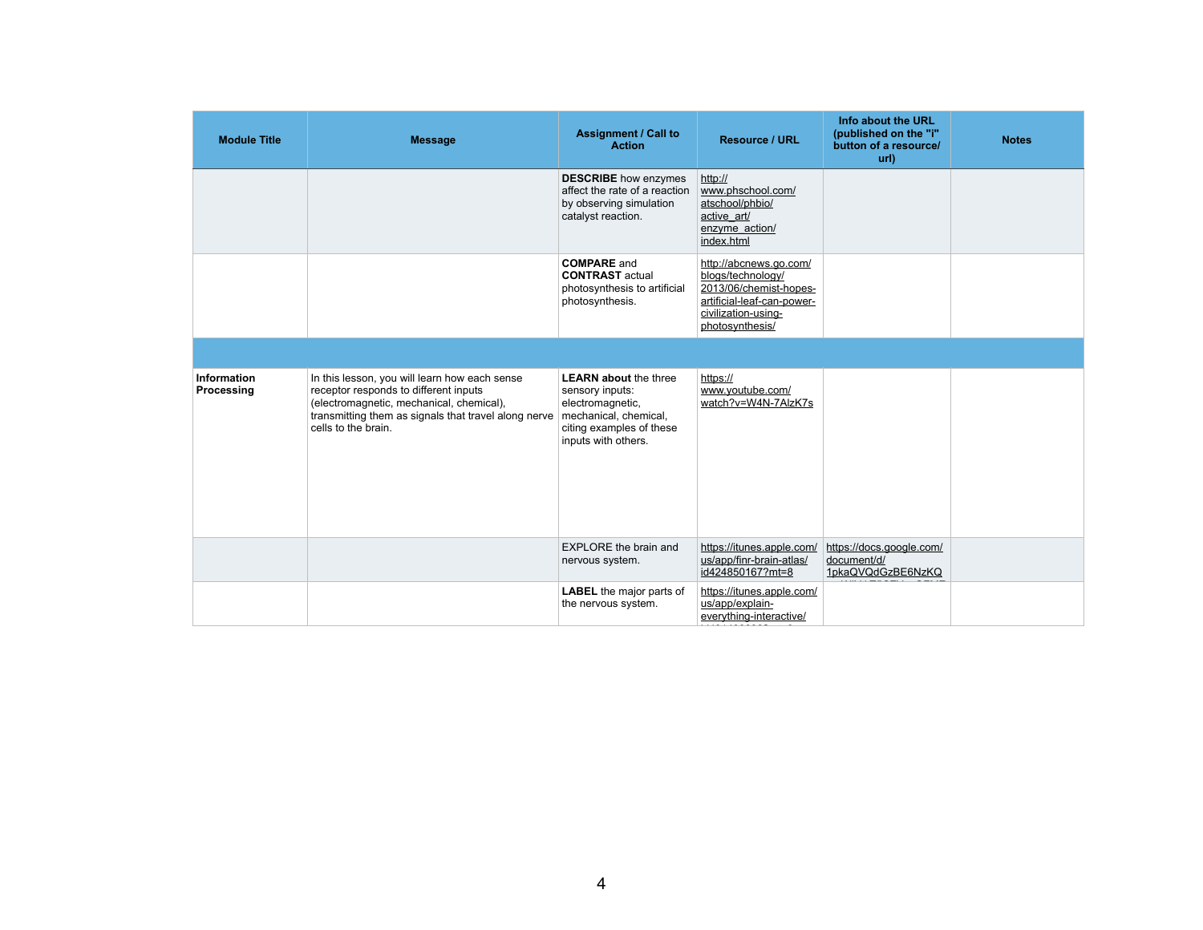| Module Title | Message | Assignment / Call to Action | Resource / URL | Info about the URL (published on the "i" button of a resource/ url) | Notes |
|---|---|---|---|---|---|
| | | **DESCRIBE** how enzymes affect the rate of a reaction by observing simulation catalyst reaction. | http://www.phschool.com/atschool/phbio/active_art/enzyme_action/index.html | | |
| | | **COMPARE** and **CONTRAST** actual photosynthesis to artificial photosynthesis. | http://abcnews.go.com/blogs/technology/2013/06/chemist-hopes-artificial-leaf-can-power-civilization-using-photosynthesis/ | | |
| | | | | | |
| **Information Processing** | In this lesson, you will learn how each sense receptor responds to different inputs (electromagnetic, mechanical, chemical), transmitting them as signals that travel along nerve cells to the brain. | **LEARN about** the three sensory inputs: electromagnetic, mechanical, chemical, citing examples of these inputs with others. | https://www.youtube.com/watch?v=W4N-7AlzK7s | | |
| | | EXPLORE the brain and nervous system. | https://itunes.apple.com/us/app/finr-brain-atlas/id424850167?mt=8 | https://docs.google.com/document/d/1pkaQVQdGzBE6NzKQ | |
| | | **LABEL** the major parts of the nervous system. | https://itunes.apple.com/us/app/explain-everything-interactive/ | | |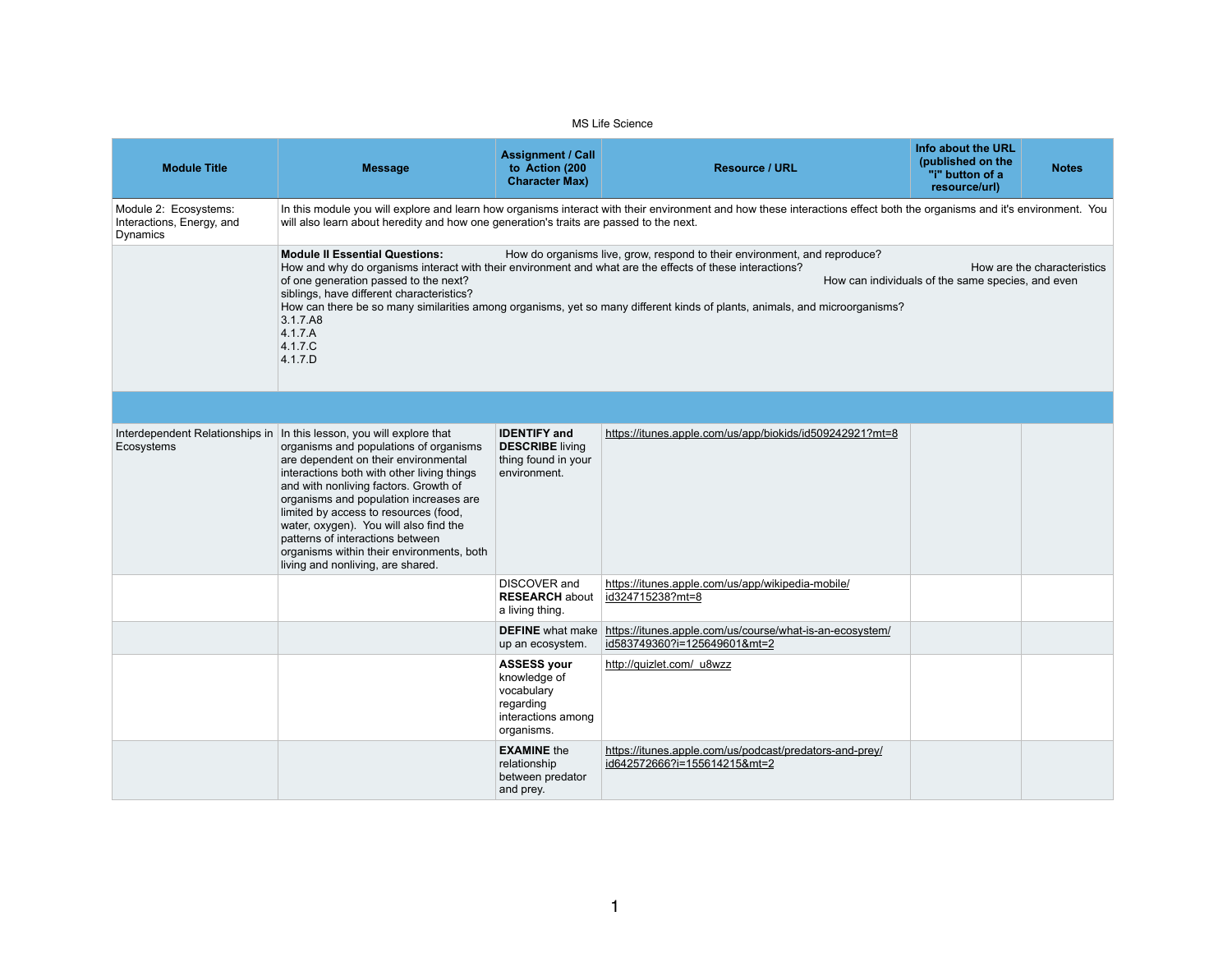MS Life Science

| Module Title | Message | Assignment / Call to Action (200 Character Max) | Resource / URL | Info about the URL (published on the "i" button of a resource/url) | Notes |
|---|---|---|---|---|---|
| Module 2: Ecosystems: Interactions, Energy, and Dynamics | In this module you will explore and learn how organisms interact with their environment and how these interactions effect both the organisms and it's environment. You will also learn about heredity and how one generation's traits are passed to the next. | | | | |
| | **Module II Essential Questions:** How do organisms live, grow, respond to their environment, and reproduce? How and why do organisms interact with their environment and what are the effects of these interactions? How are the characteristics of one generation passed to the next? How can individuals of the same species, and even siblings, have different characteristics? How can there be so many similarities among organisms, yet so many different kinds of plants, animals, and microorganisms? 3.1.7.A8 4.1.7.A 4.1.7.C 4.1.7.D | | | | |
| | | | | | |
| Interdependent Relationships in Ecosystems | In this lesson, you will explore that organisms and populations of organisms are dependent on their environmental interactions both with other living things and with nonliving factors. Growth of organisms and population increases are limited by access to resources (food, water, oxygen). You will also find the patterns of interactions between organisms within their environments, both living and nonliving, are shared. | **IDENTIFY and DESCRIBE** living thing found in your environment. | https://itunes.apple.com/us/app/biokids/id509242921?mt=8 | | |
| | | DISCOVER and **RESEARCH** about a living thing. | https://itunes.apple.com/us/app/wikipedia-mobile/id324715238?mt=8 | | |
| | | **DEFINE** what make up an ecosystem. | https://itunes.apple.com/us/course/what-is-an-ecosystem/id583749360?i=125649601&mt=2 | | |
| | | **ASSESS your** knowledge of vocabulary regarding interactions among organisms. | http://quizlet.com/_u8wzz | | |
| | | **EXAMINE** the relationship between predator and prey. | https://itunes.apple.com/us/podcast/predators-and-prey/id642572666?i=155614215&mt=2 | | |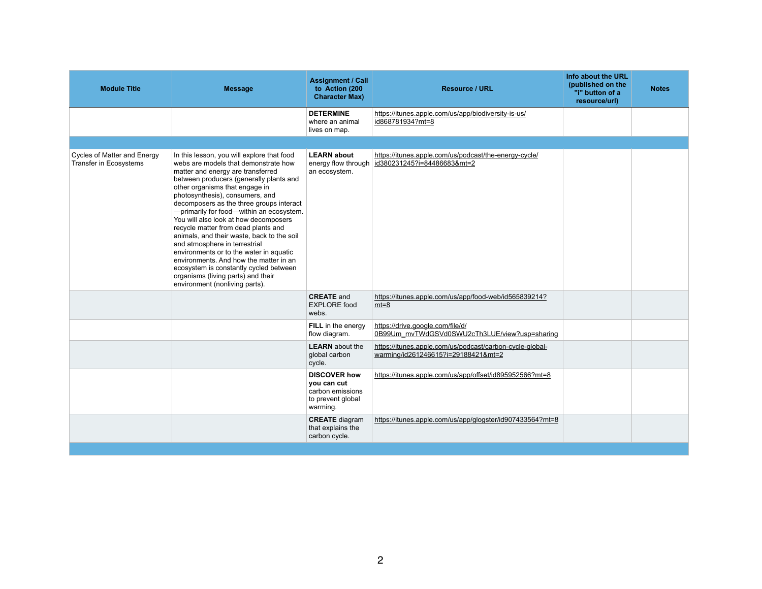| Module Title | Message | Assignment / Call to Action (200 Character Max) | Resource / URL | Info about the URL (published on the "i" button of a resource/url) | Notes |
|---|---|---|---|---|---|
| | | **DETERMINE** where an animal lives on map. | https://itunes.apple.com/us/app/biodiversity-is-us/id868781934?mt=8 | | |
| | | | | | |
| Cycles of Matter and Energy Transfer in Ecosystems | In this lesson, you will explore that food webs are models that demonstrate how matter and energy are transferred between producers (generally plants and other organisms that engage in photosynthesis), consumers, and decomposers as the three groups interact—primarily for food—within an ecosystem. You will also look at how decomposers recycle matter from dead plants and animals, and their waste, back to the soil and atmosphere in terrestrial environments or to the water in aquatic environments. And how the matter in an ecosystem is constantly cycled between organisms (living parts) and their environment (nonliving parts). | **LEARN about** energy flow through an ecosystem. | https://itunes.apple.com/us/podcast/the-energy-cycle/id380231245?i=84486683&mt=2 | | |
| | | **CREATE** and EXPLORE food webs. | https://itunes.apple.com/us/app/food-web/id565839214?mt=8 | | |
| | | **FILL** in the energy flow diagram. | https://drive.google.com/file/d/0B99Um_mvTWdGSVd0SWU2cTh3LUE/view?usp=sharing | | |
| | | **LEARN** about the global carbon cycle. | https://itunes.apple.com/us/podcast/carbon-cycle-global-warming/id261246615?i=29188421&mt=2 | | |
| | | **DISCOVER how you can cut** carbon emissions to prevent global warming. | https://itunes.apple.com/us/app/offset/id895952566?mt=8 | | |
| | | **CREATE** diagram that explains the carbon cycle. | https://itunes.apple.com/us/app/glogster/id907433564?mt=8 | | |
| | | | | | |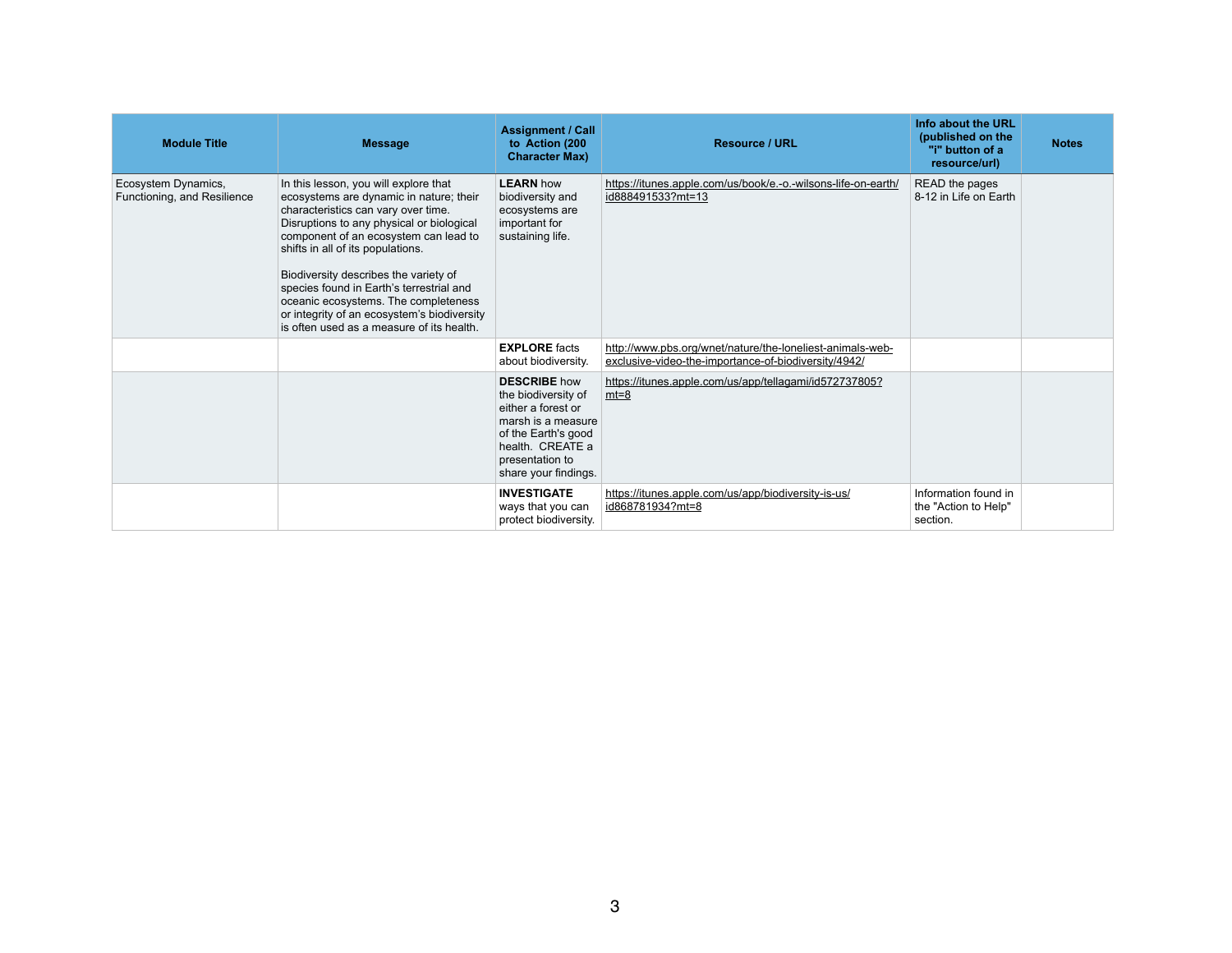| Module Title | Message | Assignment / Call to Action (200 Character Max) | Resource / URL | Info about the URL (published on the "i" button of a resource/url) | Notes |
|---|---|---|---|---|---|
| Ecosystem Dynamics, Functioning, and Resilience | In this lesson, you will explore that ecosystems are dynamic in nature; their characteristics can vary over time. Disruptions to any physical or biological component of an ecosystem can lead to shifts in all of its populations.<br><br>Biodiversity describes the variety of species found in Earth's terrestrial and oceanic ecosystems. The completeness or integrity of an ecosystem's biodiversity is often used as a measure of its health. | **LEARN** how biodiversity and ecosystems are important for sustaining life. | https://itunes.apple.com/us/book/e.-o.-wilsons-life-on-earth/id888491533?mt=13 | READ the pages 8-12 in Life on Earth | |
| | | **EXPLORE** facts about biodiversity. | http://www.pbs.org/wnet/nature/the-loneliest-animals-web-exclusive-video-the-importance-of-biodiversity/4942/ | | |
| | | **DESCRIBE** how the biodiversity of either a forest or marsh is a measure of the Earth's good health. CREATE a presentation to share your findings. | https://itunes.apple.com/us/app/tellagami/id572737805?mt=8 | | |
| | | **INVESTIGATE** ways that you can protect biodiversity. | https://itunes.apple.com/us/app/biodiversity-is-us/id868781934?mt=8 | Information found in the "Action to Help" section. | |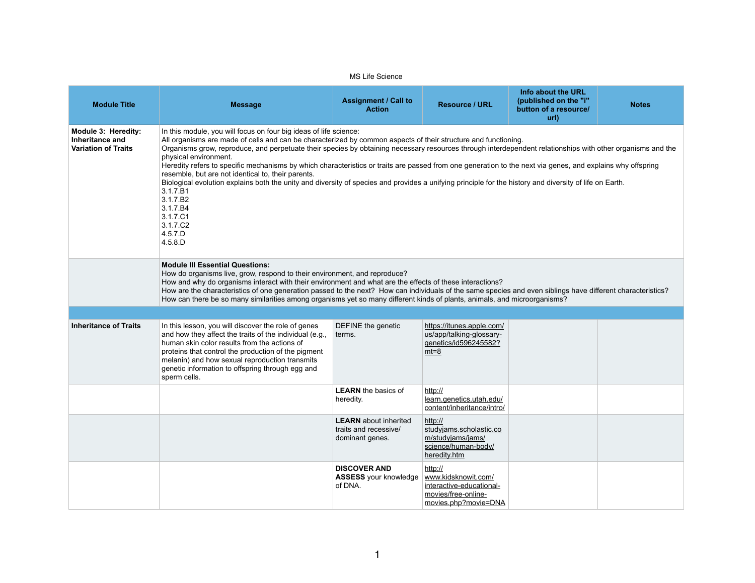MS Life Science

| Module Title | Message | Assignment / Call to Action | Resource / URL | Info about the URL (published on the "i" button of a resource/ url) | Notes |
|---|---|---|---|---|---|
| **Module 3: Heredity: Inheritance and Variation of Traits** | In this module, you will focus on four big ideas of life science:<br>All organisms are made of cells and can be characterized by common aspects of their structure and functioning.<br>Organisms grow, reproduce, and perpetuate their species by obtaining necessary resources through interdependent relationships with other organisms and the physical environment.<br>Heredity refers to specific mechanisms by which characteristics or traits are passed from one generation to the next via genes, and explains why offspring resemble, but are not identical to, their parents.<br>Biological evolution explains both the unity and diversity of species and provides a unifying principle for the history and diversity of life on Earth.<br>3.1.7.B1<br>3.1.7.B2<br>3.1.7.B4<br>3.1.7.C1<br>3.1.7.C2<br>4.5.7.D<br>4.5.8.D | | | | |
| | **Module III Essential Questions:**<br>How do organisms live, grow, respond to their environment, and reproduce?<br>How and why do organisms interact with their environment and what are the effects of these interactions?<br>How are the characteristics of one generation passed to the next? How can individuals of the same species and even siblings have different characteristics?<br>How can there be so many similarities among organisms yet so many different kinds of plants, animals, and microorganisms? | | | | |
| | | | | | |
| **Inheritance of Traits** | In this lesson, you will discover the role of genes and how they affect the traits of the individual (e.g., human skin color results from the actions of proteins that control the production of the pigment melanin) and how sexual reproduction transmits genetic information to offspring through egg and sperm cells. | DEFINE the genetic terms. | https://itunes.apple.com/us/app/talking-glossary-genetics/id596245582?mt=8 | | |
| | | **LEARN** the basics of heredity. | http://learn.genetics.utah.edu/content/inheritance/intro/ | | |
| | | **LEARN** about inherited traits and recessive/ dominant genes. | http://studyjams.scholastic.com/studyjams/jams/science/human-body/heredity.htm | | |
| | | **DISCOVER AND ASSESS** your knowledge of DNA. | http://www.kidsknowit.com/interactive-educational-movies/free-online-movies.php?movie=DNA | | |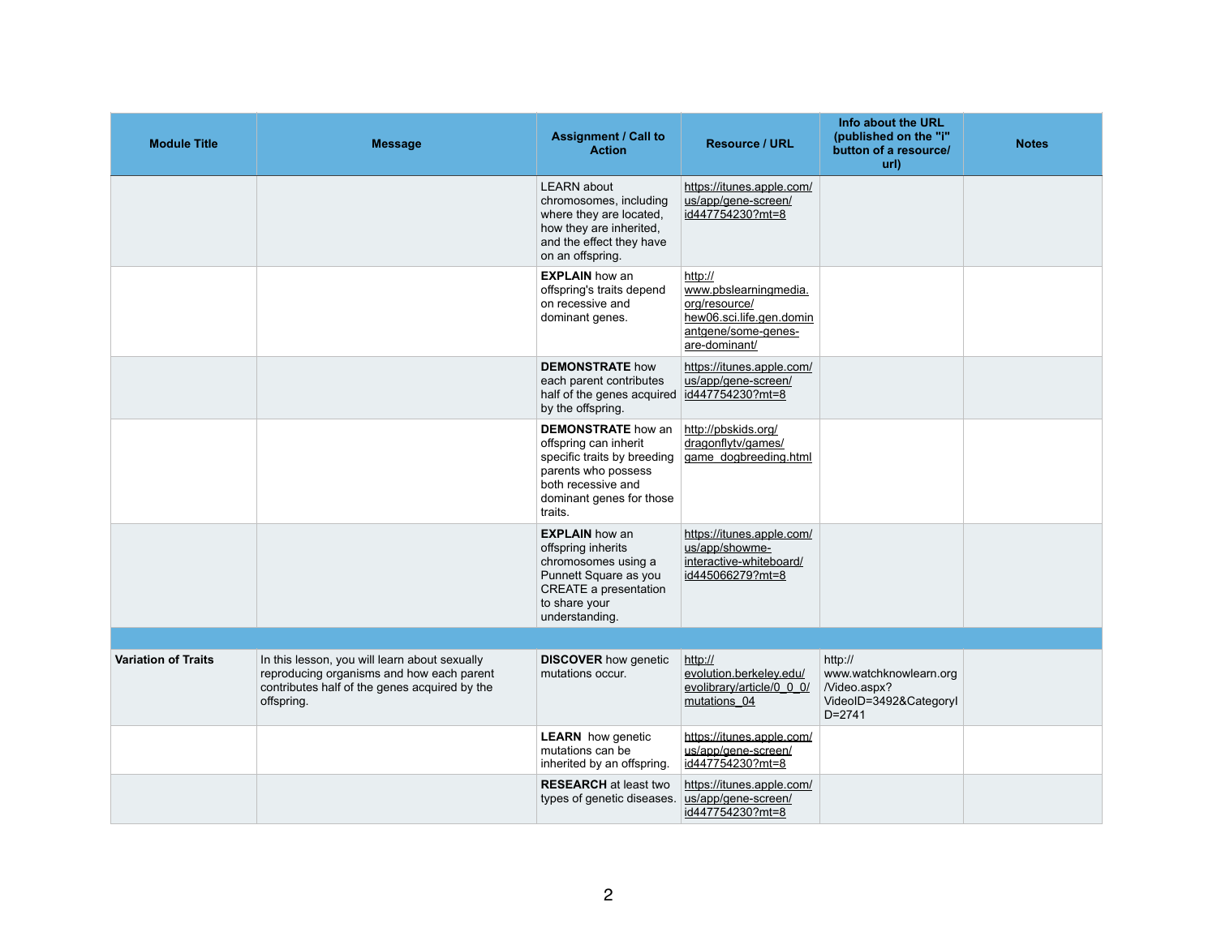| Module Title | Message | Assignment / Call to Action | Resource / URL | Info about the URL (published on the "i" button of a resource/ url) | Notes |
| --- | --- | --- | --- | --- | --- |
| | | LEARN about chromosomes, including where they are located, how they are inherited, and the effect they have on an offspring. | https://itunes.apple.com/us/app/gene-screen/id447754230?mt=8 | | |
| | | **EXPLAIN** how an offspring's traits depend on recessive and dominant genes. | http://www.pbslearningmedia.org/resource/hew06.sci.life.gen.dominantgene/some-genes-are-dominant/ | | |
| | | **DEMONSTRATE** how each parent contributes half of the genes acquired by the offspring. | https://itunes.apple.com/us/app/gene-screen/id447754230?mt=8 | | |
| | | **DEMONSTRATE** how an offspring can inherit specific traits by breeding parents who possess both recessive and dominant genes for those traits. | http://pbskids.org/dragonflytv/games/game_dogbreeding.html | | |
| | | **EXPLAIN** how an offspring inherits chromosomes using a Punnett Square as you CREATE a presentation to share your understanding. | https://itunes.apple.com/us/app/showme-interactive-whiteboard/id445066279?mt=8 | | |
| | | | | | |
| **Variation of Traits** | In this lesson, you will learn about sexually reproducing organisms and how each parent contributes half of the genes acquired by the offspring. | **DISCOVER** how genetic mutations occur. | http://evolution.berkeley.edu/evolibrary/article/0_0_0/mutations_04 | http://www.watchknowlearn.org/Video.aspx?VideoID=3492&CategoryID=2741 | |
| | | **LEARN** how genetic mutations can be inherited by an offspring. | https://itunes.apple.com/us/app/gene-screen/id447754230?mt=8 | | |
| | | **RESEARCH** at least two types of genetic diseases. | https://itunes.apple.com/us/app/gene-screen/id447754230?mt=8 | | |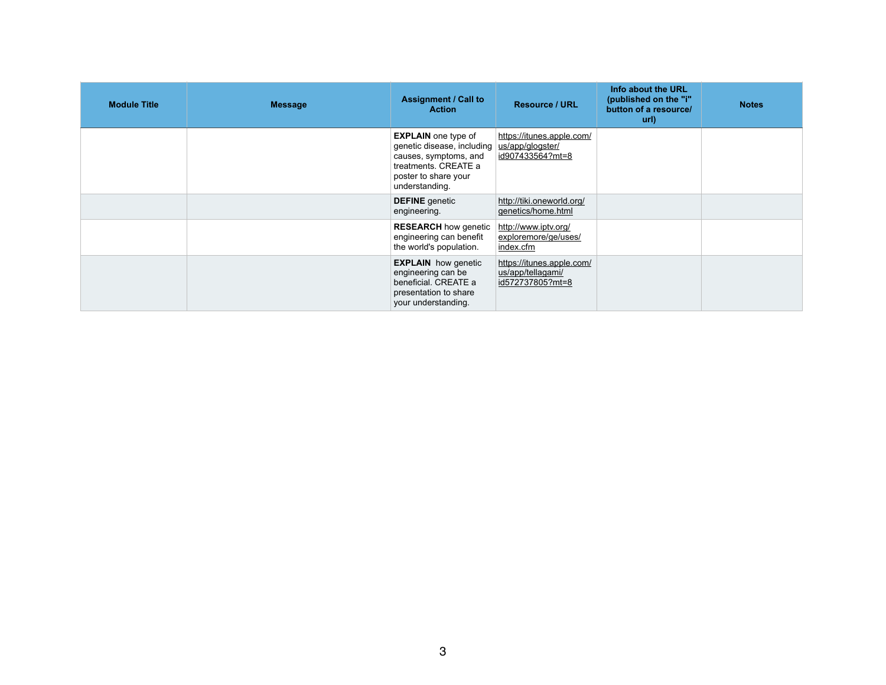| Module Title | Message | Assignment / Call to Action | Resource / URL | Info about the URL (published on the "i" button of a resource/ url) | Notes |
|---|---|---|---|---|---|
| | | **EXPLAIN** one type of genetic disease, including causes, symptoms, and treatments. CREATE a poster to share your understanding. | https://itunes.apple.com/us/app/glogster/id907433564?mt=8 | | |
| | | **DEFINE** genetic engineering. | http://tiki.oneworld.org/genetics/home.html | | |
| | | **RESEARCH** how genetic engineering can benefit the world's population. | http://www.iptv.org/exploremore/ge/uses/index.cfm | | |
| | | **EXPLAIN** how genetic engineering can be beneficial. CREATE a presentation to share your understanding. | https://itunes.apple.com/us/app/tellagami/id572737805?mt=8 | | |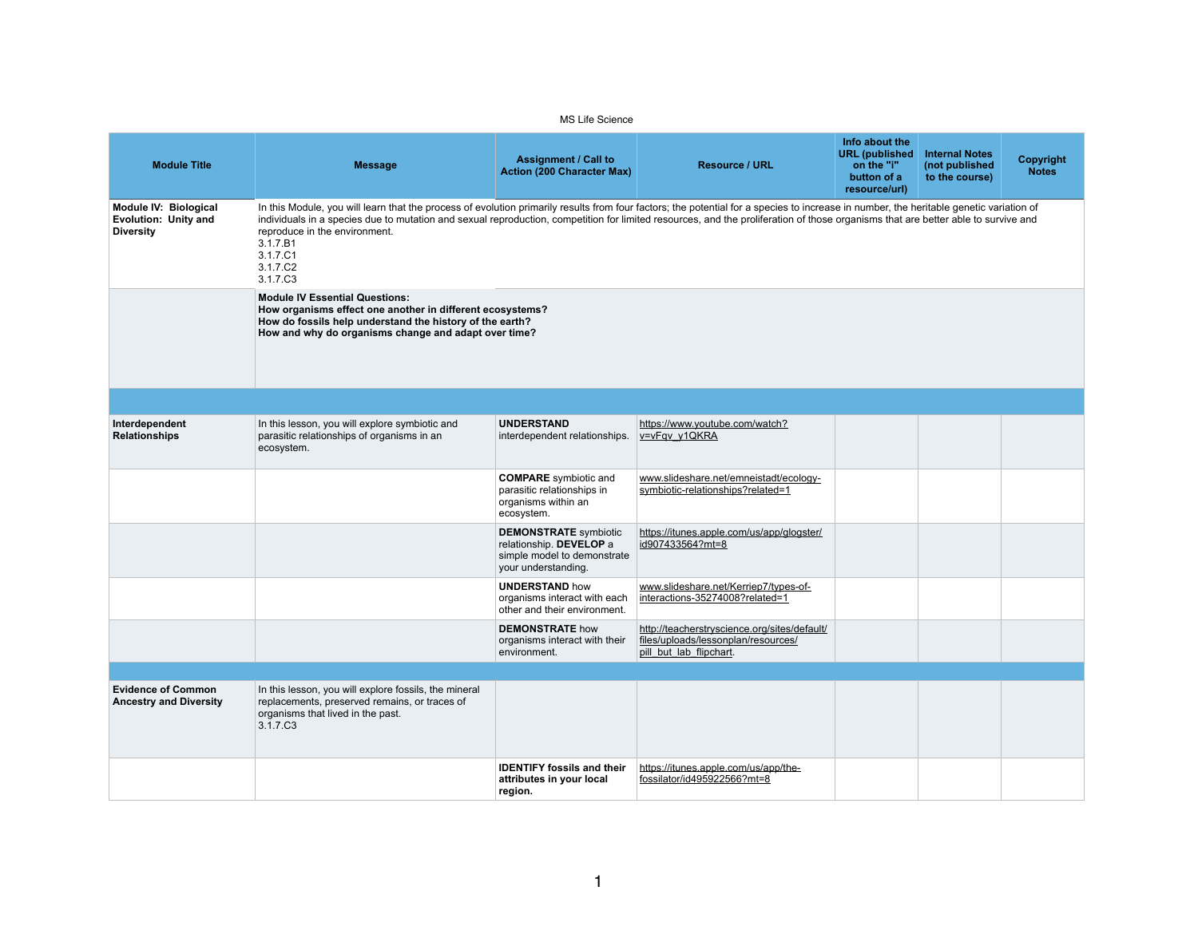MS Life Science

| Module Title | Message | Assignment / Call to Action (200 Character Max) | Resource / URL | Info about the URL (published on the "i" button of a resource/url) | Internal Notes (not published to the course) | Copyright Notes |
|---|---|---|---|---|---|---|
| **Module IV: Biological Evolution: Unity and Diversity** | In this Module, you will learn that the process of evolution primarily results from four factors; the potential for a species to increase in number, the heritable genetic variation of individuals in a species due to mutation and sexual reproduction, competition for limited resources, and the proliferation of those organisms that are better able to survive and reproduce in the environment.<br>3.1.7.B1<br>3.1.7.C1<br>3.1.7.C2<br>3.1.7.C3 | | | | | |
| | **Module IV Essential Questions:**<br>**How organisms effect one another in different ecosystems?**<br>**How do fossils help understand the history of the earth?**<br>**How and why do organisms change and adapt over time?** | | | | | |
| | | | | | | |
| **Interdependent Relationships** | In this lesson, you will explore symbiotic and parasitic relationships of organisms in an ecosystem. | **UNDERSTAND** interdependent relationships. | https://www.youtube.com/watch?v=vFqv_y1QKRA | | | |
| | | **COMPARE** symbiotic and parasitic relationships in organisms within an ecosystem. | www.slideshare.net/emneistadt/ecology-symbiotic-relationships?related=1 | | | |
| | | **DEMONSTRATE** symbiotic relationship. **DEVELOP** a simple model to demonstrate your understanding. | https://itunes.apple.com/us/app/glogster/id907433564?mt=8 | | | |
| | | **UNDERSTAND** how organisms interact with each other and their environment. | www.slideshare.net/Kerriep7/types-of-interactions-35274008?related=1 | | | |
| | | **DEMONSTRATE** how organisms interact with their environment. | http://teacherstryscience.org/sites/default/files/uploads/lessonplan/resources/pill_but_lab_flipchart. | | | |
| | | | | | | |
| **Evidence of Common Ancestry and Diversity** | In this lesson, you will explore fossils, the mineral replacements, preserved remains, or traces of organisms that lived in the past.<br>3.1.7.C3 | | | | | |
| | | **IDENTIFY fossils and their attributes in your local region.** | https://itunes.apple.com/us/app/the-fossilator/id495922566?mt=8 | | | |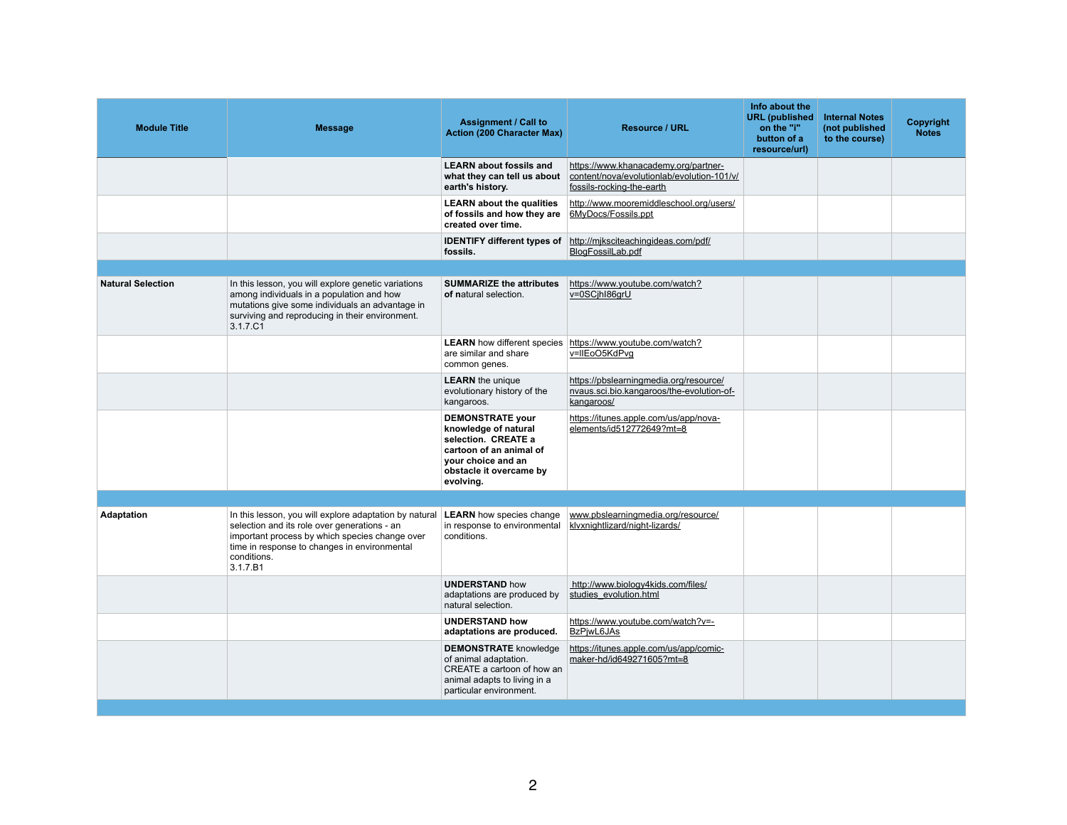| Module Title | Message | Assignment / Call to Action (200 Character Max) | Resource / URL | Info about the URL (published on the "i" button of a resource/url) | Internal Notes (not published to the course) | Copyright Notes |
|---|---|---|---|---|---|---|
| | | **LEARN about fossils and what they can tell us about earth's history.** | https://www.khanacademy.org/partner-content/nova/evolutionlab/evolution-101/v/fossils-rocking-the-earth | | | |
| | | **LEARN about the qualities of fossils and how they are created over time.** | http://www.mooremiddleschool.org/users/6MyDocs/Fossils.ppt | | | |
| | | **IDENTIFY different types of fossils.** | http://mjksciteachingideas.com/pdf/BlogFossilLab.pdf | | | |
| | | | | | | |
| **Natural Selection** | In this lesson, you will explore genetic variations among individuals in a population and how mutations give some individuals an advantage in surviving and reproducing in their environment. 3.1.7.C1 | **SUMMARIZE the attributes of n**atural selection. | https://www.youtube.com/watch?v=0SCjhI86grU | | | |
| | | **LEARN** how different species are similar and share common genes. | https://www.youtube.com/watch?v=lIEoO5KdPvg | | | |
| | | **LEARN** the unique evolutionary history of the kangaroos. | https://pbslearningmedia.org/resource/nvaus.sci.bio.kangaroos/the-evolution-of-kangaroos/ | | | |
| | | **DEMONSTRATE your knowledge of natural selection. CREATE a cartoon of an animal of your choice and an obstacle it overcame by evolving.** | https://itunes.apple.com/us/app/nova-elements/id512772649?mt=8 | | | |
| | | | | | | |
| **Adaptation** | In this lesson, you will explore adaptation by natural selection and its role over generations - an important process by which species change over time in response to changes in environmental conditions. 3.1.7.B1 | **LEARN** how species change in response to environmental conditions. | www.pbslearningmedia.org/resource/klvxnightlizard/night-lizards/ | | | |
| | | **UNDERSTAND** how adaptations are produced by natural selection. | http://www.biology4kids.com/files/studies_evolution.html | | | |
| | | **UNDERSTAND how adaptations are produced.** | https://www.youtube.com/watch?v=-BzPjwL6JAs | | | |
| | | **DEMONSTRATE** knowledge of animal adaptation. CREATE a cartoon of how an animal adapts to living in a particular environment. | https://itunes.apple.com/us/app/comic-maker-hd/id649271605?mt=8 | | | |
| | | | | | | |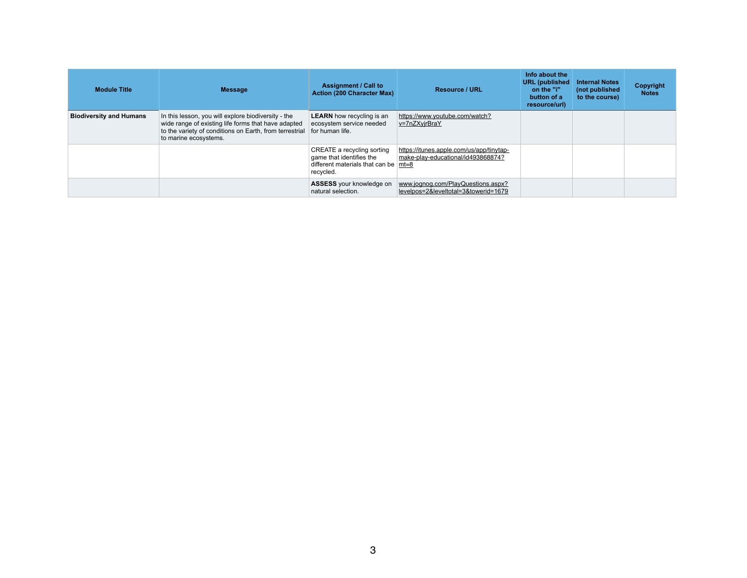| Module Title | Message | Assignment / Call to Action (200 Character Max) | Resource / URL | Info about the URL (published on the "i" button of a resource/url) | Internal Notes (not published to the course) | Copyright Notes |
|---|---|---|---|---|---|---|
| **Biodiversity and Humans** | In this lesson, you will explore biodiversity - the wide range of existing life forms that have adapted to the variety of conditions on Earth, from terrestrial to marine ecosystems. | **LEARN** how recycling is an ecosystem service needed for human life. | https://www.youtube.com/watch?v=7nZXyjrBraY | | | |
| | | CREATE a recycling sorting game that identifies the different materials that can be recycled. | https://itunes.apple.com/us/app/tinytap-make-play-educational/id493868874?mt=8 | | | |
| | | **ASSESS** your knowledge on natural selection. | www.jognog.com/PlayQuestions.aspx?levelpos=2&leveltotal=3&towerid=1679 | | | |